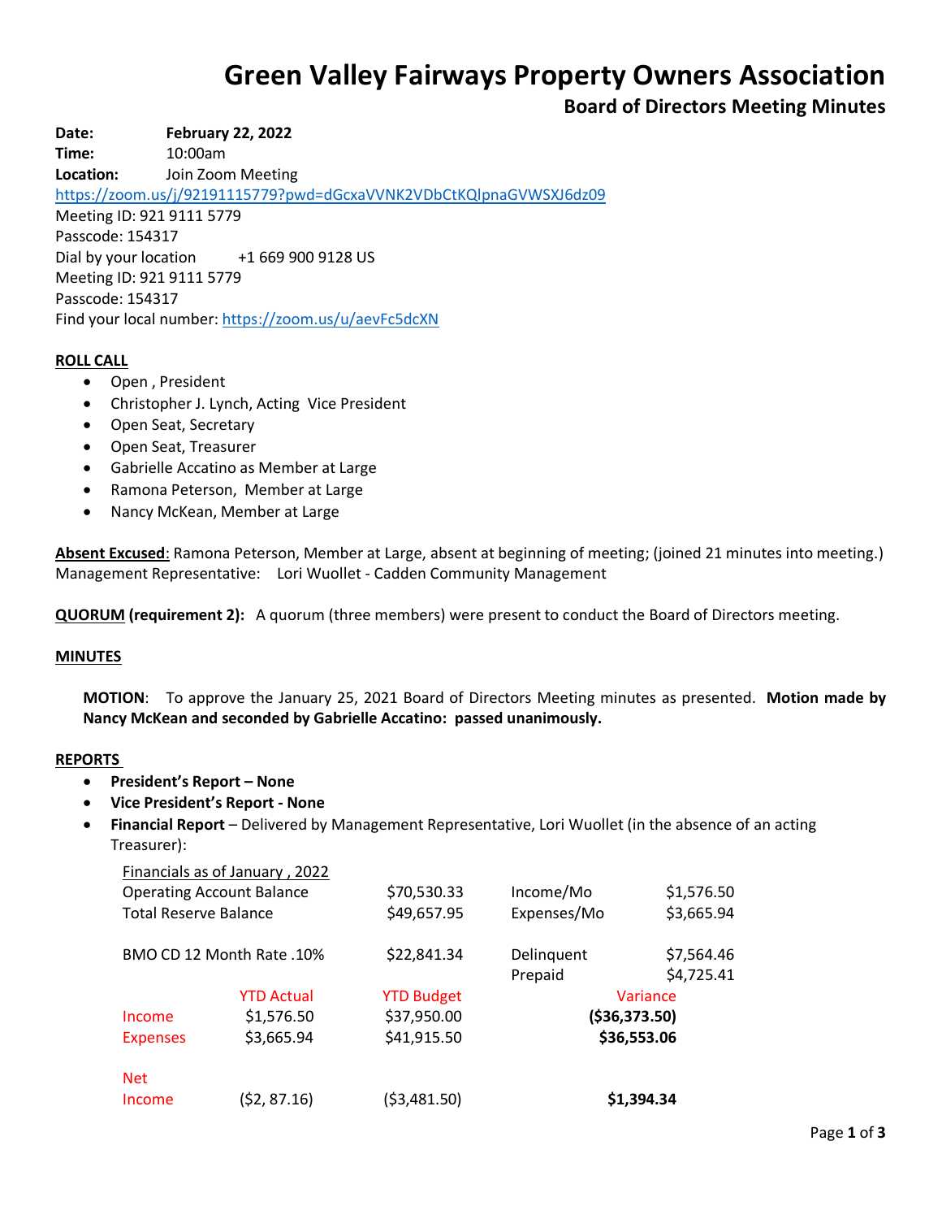# Green Valley Fairways Property Owners Association

## Board of Directors Meeting Minutes

**Date:** **February 22, 2022**
**Time:** 10:00am
**Location:** Join Zoom Meeting
https://zoom.us/j/92191115779?pwd=dGcxaVVNK2VDbCtKQlpnaGVWSXJ6dz09
Meeting ID: 921 9111 5779
Passcode: 154317
Dial by your location +1 669 900 9128 US
Meeting ID: 921 9111 5779
Passcode: 154317
Find your local number: https://zoom.us/u/aevFc5dcXN

**ROLL CALL**

- Open , President
- Christopher J. Lynch, Acting Vice President
- Open Seat, Secretary
- Open Seat, Treasurer
- Gabrielle Accatino as Member at Large
- Ramona Peterson, Member at Large
- Nancy McKean, Member at Large

**Absent Excused**: Ramona Peterson, Member at Large, absent at beginning of meeting; (joined 21 minutes into meeting.)
Management Representative: Lori Wuollet - Cadden Community Management

**QUORUM (requirement 2):** A quorum (three members) were present to conduct the Board of Directors meeting.

**MINUTES**

**MOTION**: To approve the January 25, 2021 Board of Directors Meeting minutes as presented. **Motion made by Nancy McKean and seconded by Gabrielle Accatino: passed unanimously.**

**REPORTS**

- **President's Report – None**
- **Vice President's Report - None**
- **Financial Report** – Delivered by Management Representative, Lori Wuollet (in the absence of an acting Treasurer):

Financials as of January , 2022

| | | | |
|---|---|---|---|
| Operating Account Balance | $70,530.33 | Income/Mo | $1,576.50 |
| Total Reserve Balance | $49,657.95 | Expenses/Mo | $3,665.94 |
| BMO CD 12 Month Rate .10% | $22,841.34 | Delinquent | $7,564.46 |
| | | Prepaid | $4,725.41 |

| | YTD Actual | YTD Budget | Variance |
|---|---|---|---|
| Income | $1,576.50 | $37,950.00 | **($36,373.50)** |
| Expenses | $3,665.94 | $41,915.50 | **$36,553.06** |
| Net Income | ($2, 87.16) | ($3,481.50) | **$1,394.34** |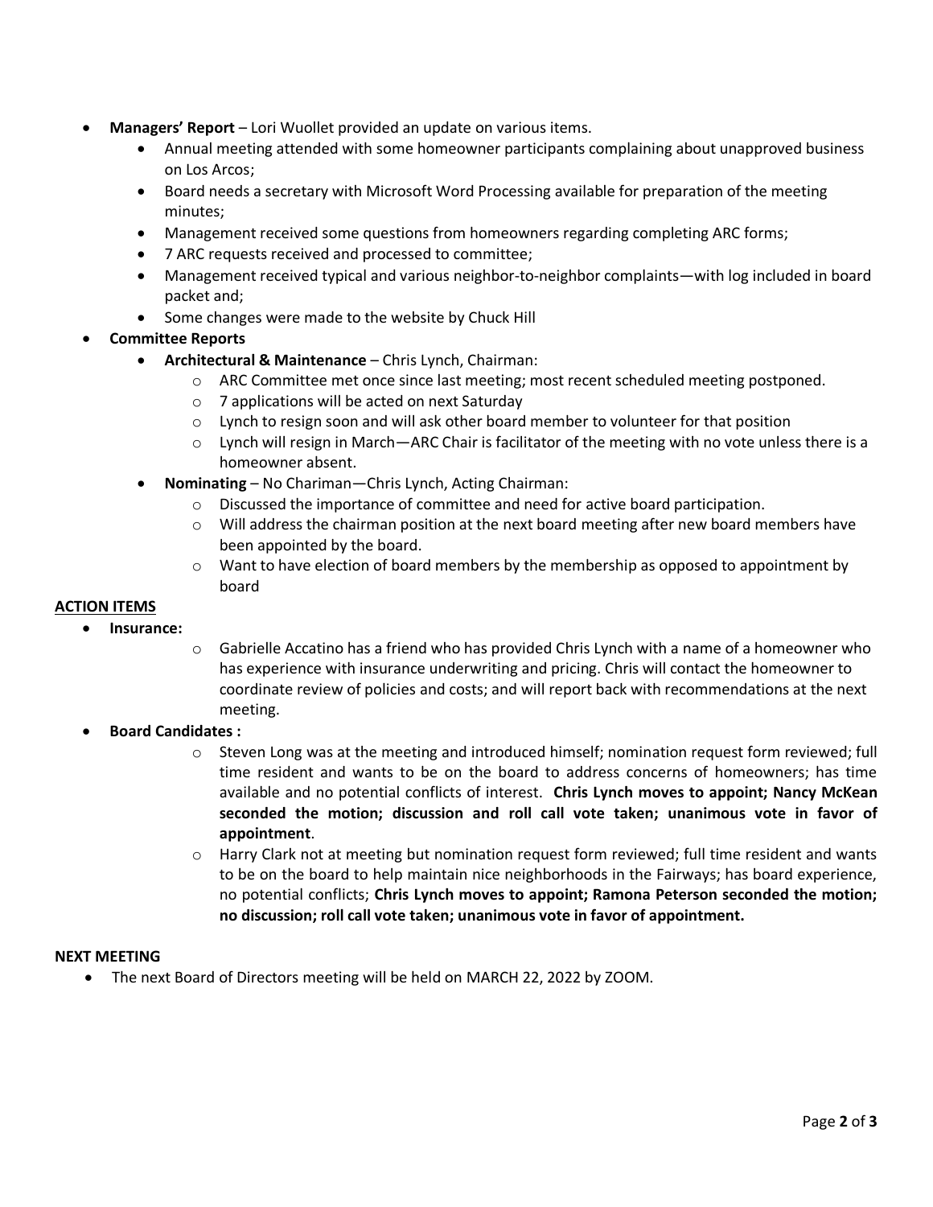- **Managers' Report** – Lori Wuollet provided an update on various items.
  - Annual meeting attended with some homeowner participants complaining about unapproved business on Los Arcos;
  - Board needs a secretary with Microsoft Word Processing available for preparation of the meeting minutes;
  - Management received some questions from homeowners regarding completing ARC forms;
  - 7 ARC requests received and processed to committee;
  - Management received typical and various neighbor-to-neighbor complaints—with log included in board packet and;
  - Some changes were made to the website by Chuck Hill
- **Committee Reports**
  - **Architectural & Maintenance** – Chris Lynch, Chairman:
    - ARC Committee met once since last meeting; most recent scheduled meeting postponed.
    - 7 applications will be acted on next Saturday
    - Lynch to resign soon and will ask other board member to volunteer for that position
    - Lynch will resign in March—ARC Chair is facilitator of the meeting with no vote unless there is a homeowner absent.
  - **Nominating** – No Chariman—Chris Lynch, Acting Chairman:
    - Discussed the importance of committee and need for active board participation.
    - Will address the chairman position at the next board meeting after new board members have been appointed by the board.
    - Want to have election of board members by the membership as opposed to appointment by board

## ACTION ITEMS

- **Insurance:**
  - Gabrielle Accatino has a friend who has provided Chris Lynch with a name of a homeowner who has experience with insurance underwriting and pricing. Chris will contact the homeowner to coordinate review of policies and costs; and will report back with recommendations at the next meeting.
- **Board Candidates :**
  - Steven Long was at the meeting and introduced himself; nomination request form reviewed; full time resident and wants to be on the board to address concerns of homeowners; has time available and no potential conflicts of interest. **Chris Lynch moves to appoint; Nancy McKean seconded the motion; discussion and roll call vote taken; unanimous vote in favor of appointment**.
  - Harry Clark not at meeting but nomination request form reviewed; full time resident and wants to be on the board to help maintain nice neighborhoods in the Fairways; has board experience, no potential conflicts; **Chris Lynch moves to appoint; Ramona Peterson seconded the motion; no discussion; roll call vote taken; unanimous vote in favor of appointment.**

## NEXT MEETING

- The next Board of Directors meeting will be held on MARCH 22, 2022 by ZOOM.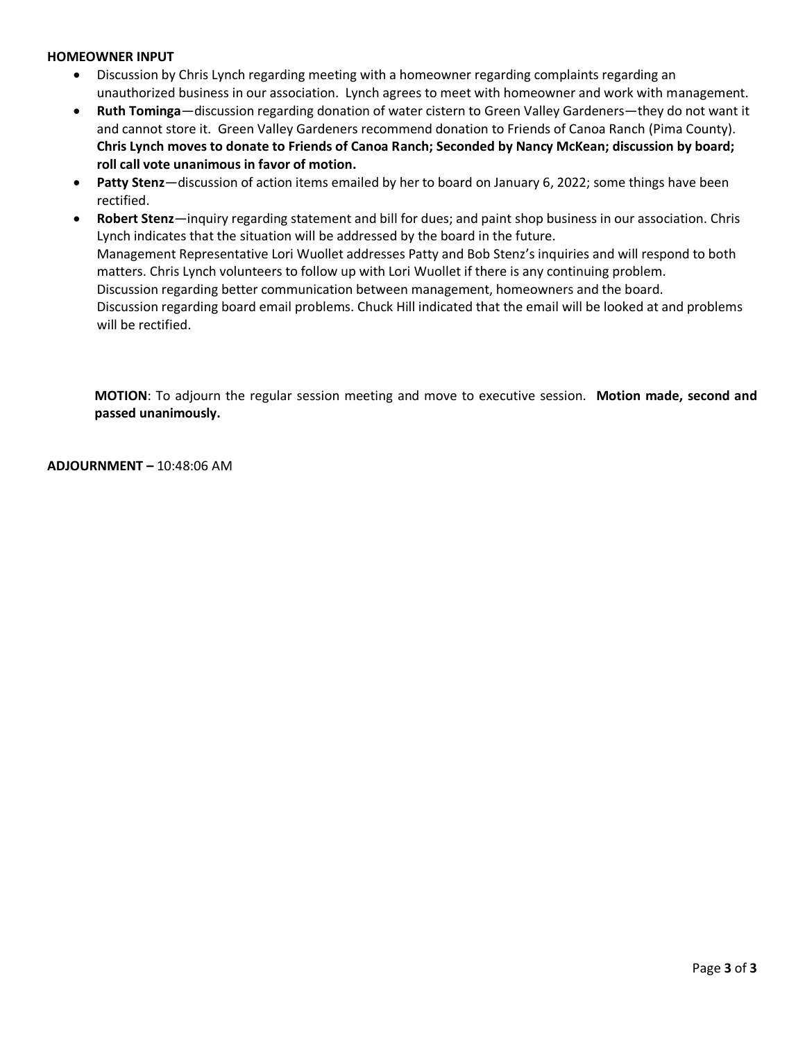**HOMEOWNER INPUT**

- Discussion by Chris Lynch regarding meeting with a homeowner regarding complaints regarding an unauthorized business in our association. Lynch agrees to meet with homeowner and work with management.
- **Ruth Tominga**—discussion regarding donation of water cistern to Green Valley Gardeners—they do not want it and cannot store it. Green Valley Gardeners recommend donation to Friends of Canoa Ranch (Pima County). **Chris Lynch moves to donate to Friends of Canoa Ranch; Seconded by Nancy McKean; discussion by board; roll call vote unanimous in favor of motion.**
- **Patty Stenz**—discussion of action items emailed by her to board on January 6, 2022; some things have been rectified.
- **Robert Stenz**—inquiry regarding statement and bill for dues; and paint shop business in our association. Chris Lynch indicates that the situation will be addressed by the board in the future.
  Management Representative Lori Wuollet addresses Patty and Bob Stenz's inquiries and will respond to both matters. Chris Lynch volunteers to follow up with Lori Wuollet if there is any continuing problem.
  Discussion regarding better communication between management, homeowners and the board.
  Discussion regarding board email problems. Chuck Hill indicated that the email will be looked at and problems will be rectified.

**MOTION**: To adjourn the regular session meeting and move to executive session. **Motion made, second and passed unanimously.**

**ADJOURNMENT –** 10:48:06 AM